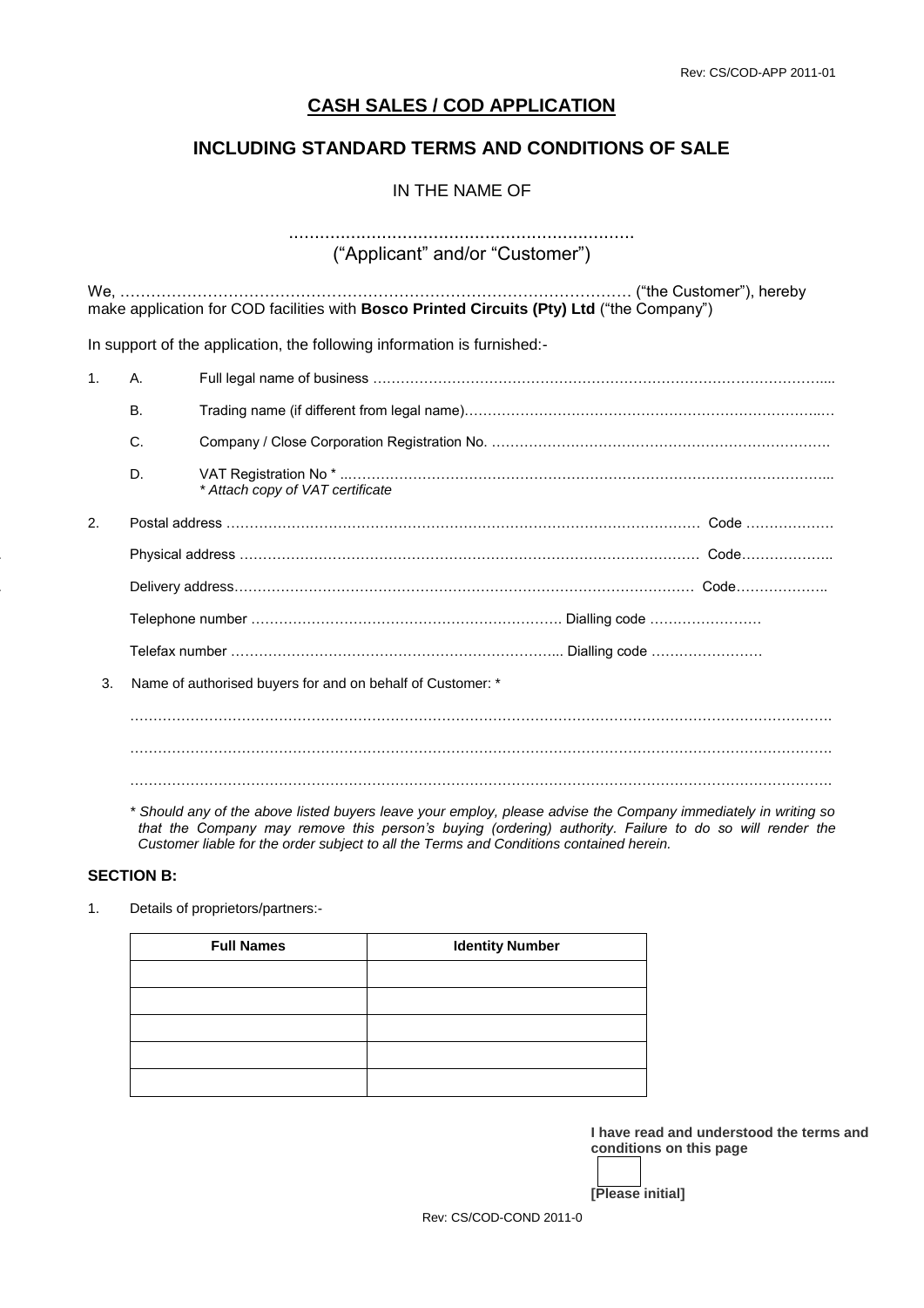Rev: CS/COD-APP 2011-01

# CASH SALES / COD APPLICATION

## INCLUDING STANDARD TERMS AND CONDITIONS OF SALE

IN THE NAME OF

………………………………………………………….

(“Applicant” and/or “Customer”)

We, ………………………………………………………………………………………… (“the Customer”), hereby make application for COD facilities with **Bosco Printed Circuits (Pty) Ltd** (“the Company”)

In support of the application, the following information is furnished:-

1. A. Full legal name of business ……………………………………………………………………………………....

   B. Trading name (if different from legal name)……………………………………………………………………..…

   C. Company / Close Corporation Registration No. ……………………………………………………………….

   D. VAT Registration No * ..…………………………………………………………………………………………...
   *\* Attach copy of VAT certificate*

2. Postal address ………………………………………………………………………………………… Code ………………

   Physical address …………………………………………………………………………………… Code………………..

   Delivery address………………………………………………………………………………… Code………………..

   Telephone number …………………………………………………………. Dialling code ……………………

   Telefax number ……………………………………………………………... Dialling code ……………………

3. Name of authorised buyers for and on behalf of Customer: *

   ……………………………………………………………………………………………………………………………….

   ……………………………………………………………………………………………………………………………….

   ……………………………………………………………………………………………………………………………….

   *\* Should any of the above listed buyers leave your employ, please advise the Company immediately in writing so that the Company may remove this person’s buying (ordering) authority. Failure to do so will render the Customer liable for the order subject to all the Terms and Conditions contained herein.*

### SECTION B:

1. Details of proprietors/partners:-

| Full Names | Identity Number |
|---|---|
| | |
| | |
| | |
| | |
| | |

**I have read and understood the terms and conditions on this page**

**[Please initial]**

Rev: CS/COD-COND 2011-0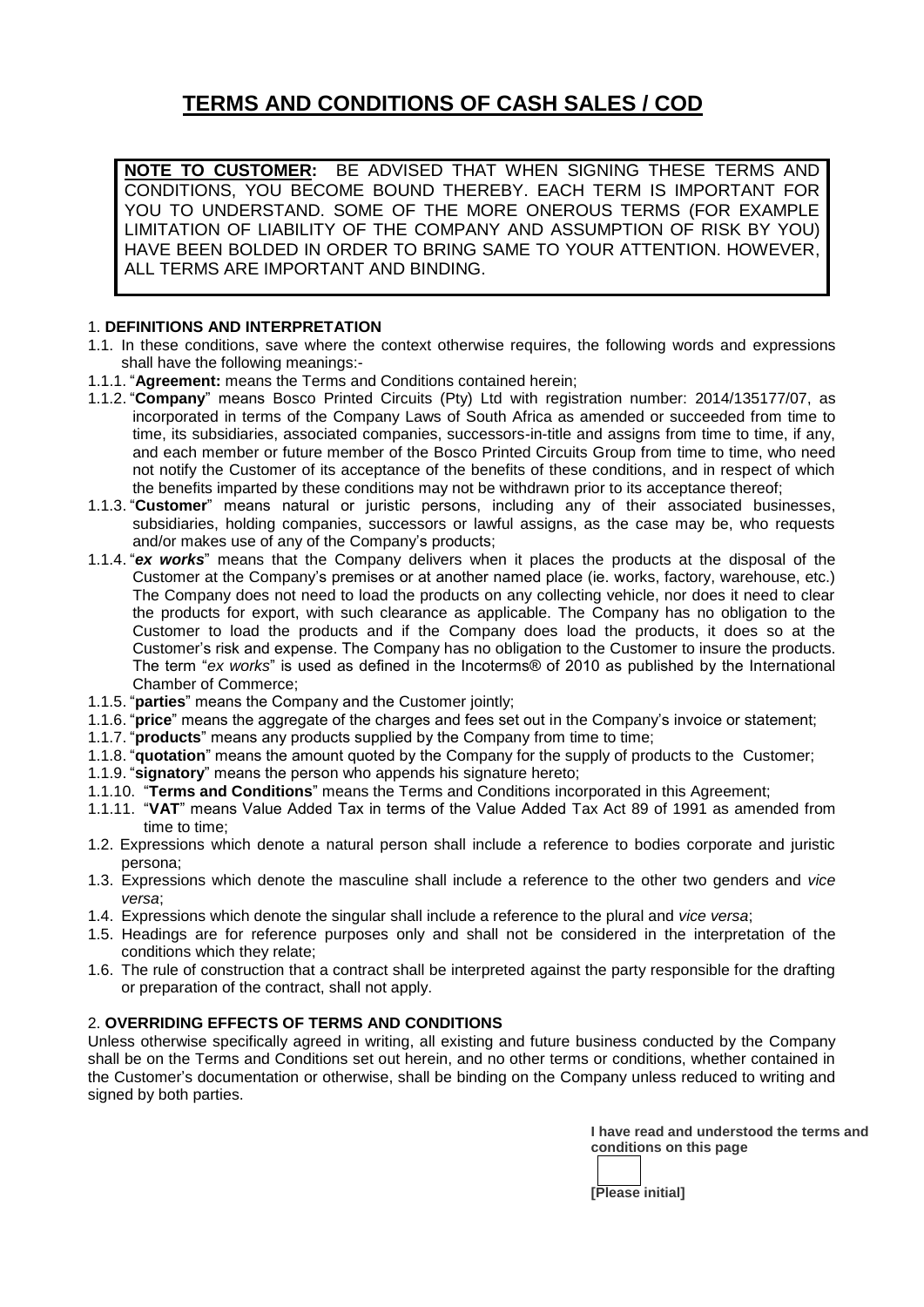# TERMS AND CONDITIONS OF CASH SALES / COD

**NOTE TO CUSTOMER:** BE ADVISED THAT WHEN SIGNING THESE TERMS AND CONDITIONS, YOU BECOME BOUND THEREBY. EACH TERM IS IMPORTANT FOR YOU TO UNDERSTAND. SOME OF THE MORE ONEROUS TERMS (FOR EXAMPLE LIMITATION OF LIABILITY OF THE COMPANY AND ASSUMPTION OF RISK BY YOU) HAVE BEEN BOLDED IN ORDER TO BRING SAME TO YOUR ATTENTION. HOWEVER, ALL TERMS ARE IMPORTANT AND BINDING.

## 1. DEFINITIONS AND INTERPRETATION

1.1. In these conditions, save where the context otherwise requires, the following words and expressions shall have the following meanings:-

1.1.1. "**Agreement:** means the Terms and Conditions contained herein;

1.1.2. "**Company**" means Bosco Printed Circuits (Pty) Ltd with registration number: 2014/135177/07, as incorporated in terms of the Company Laws of South Africa as amended or succeeded from time to time, its subsidiaries, associated companies, successors-in-title and assigns from time to time, if any, and each member or future member of the Bosco Printed Circuits Group from time to time, who need not notify the Customer of its acceptance of the benefits of these conditions, and in respect of which the benefits imparted by these conditions may not be withdrawn prior to its acceptance thereof;

1.1.3. "**Customer**" means natural or juristic persons, including any of their associated businesses, subsidiaries, holding companies, successors or lawful assigns, as the case may be, who requests and/or makes use of any of the Company's products;

1.1.4. "***ex works***" means that the Company delivers when it places the products at the disposal of the Customer at the Company's premises or at another named place (ie. works, factory, warehouse, etc.) The Company does not need to load the products on any collecting vehicle, nor does it need to clear the products for export, with such clearance as applicable. The Company has no obligation to the Customer to load the products and if the Company does load the products, it does so at the Customer's risk and expense. The Company has no obligation to the Customer to insure the products. The term "*ex works*" is used as defined in the Incoterms® of 2010 as published by the International Chamber of Commerce;

1.1.5. "**parties**" means the Company and the Customer jointly;

1.1.6. "**price**" means the aggregate of the charges and fees set out in the Company's invoice or statement;

1.1.7. "**products**" means any products supplied by the Company from time to time;

1.1.8. "**quotation**" means the amount quoted by the Company for the supply of products to the Customer;

1.1.9. "**signatory**" means the person who appends his signature hereto;

1.1.10. "**Terms and Conditions**" means the Terms and Conditions incorporated in this Agreement;

1.1.11. "**VAT**" means Value Added Tax in terms of the Value Added Tax Act 89 of 1991 as amended from time to time;

1.2. Expressions which denote a natural person shall include a reference to bodies corporate and juristic persona;

1.3. Expressions which denote the masculine shall include a reference to the other two genders and *vice versa*;

1.4. Expressions which denote the singular shall include a reference to the plural and *vice versa*;

1.5. Headings are for reference purposes only and shall not be considered in the interpretation of the conditions which they relate;

1.6. The rule of construction that a contract shall be interpreted against the party responsible for the drafting or preparation of the contract, shall not apply.

## 2. OVERRIDING EFFECTS OF TERMS AND CONDITIONS

Unless otherwise specifically agreed in writing, all existing and future business conducted by the Company shall be on the Terms and Conditions set out herein, and no other terms or conditions, whether contained in the Customer's documentation or otherwise, shall be binding on the Company unless reduced to writing and signed by both parties.

**I have read and understood the terms and conditions on this page**

**[Please initial]**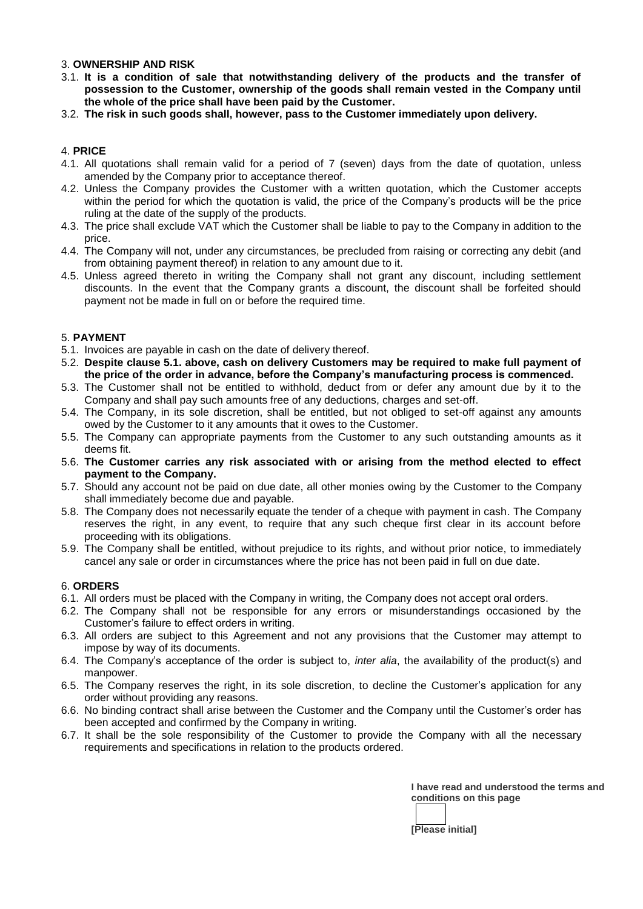## 3. **OWNERSHIP AND RISK**

3.1. **It is a condition of sale that notwithstanding delivery of the products and the transfer of possession to the Customer, ownership of the goods shall remain vested in the Company until the whole of the price shall have been paid by the Customer.**

3.2. **The risk in such goods shall, however, pass to the Customer immediately upon delivery.**

## 4. **PRICE**

4.1. All quotations shall remain valid for a period of 7 (seven) days from the date of quotation, unless amended by the Company prior to acceptance thereof.

4.2. Unless the Company provides the Customer with a written quotation, which the Customer accepts within the period for which the quotation is valid, the price of the Company's products will be the price ruling at the date of the supply of the products.

4.3. The price shall exclude VAT which the Customer shall be liable to pay to the Company in addition to the price.

4.4. The Company will not, under any circumstances, be precluded from raising or correcting any debit (and from obtaining payment thereof) in relation to any amount due to it.

4.5. Unless agreed thereto in writing the Company shall not grant any discount, including settlement discounts. In the event that the Company grants a discount, the discount shall be forfeited should payment not be made in full on or before the required time.

## 5. **PAYMENT**

5.1. Invoices are payable in cash on the date of delivery thereof.

5.2. **Despite clause 5.1. above, cash on delivery Customers may be required to make full payment of the price of the order in advance, before the Company's manufacturing process is commenced.**

5.3. The Customer shall not be entitled to withhold, deduct from or defer any amount due by it to the Company and shall pay such amounts free of any deductions, charges and set-off.

5.4. The Company, in its sole discretion, shall be entitled, but not obliged to set-off against any amounts owed by the Customer to it any amounts that it owes to the Customer.

5.5. The Company can appropriate payments from the Customer to any such outstanding amounts as it deems fit.

5.6. **The Customer carries any risk associated with or arising from the method elected to effect payment to the Company.**

5.7. Should any account not be paid on due date, all other monies owing by the Customer to the Company shall immediately become due and payable.

5.8. The Company does not necessarily equate the tender of a cheque with payment in cash. The Company reserves the right, in any event, to require that any such cheque first clear in its account before proceeding with its obligations.

5.9. The Company shall be entitled, without prejudice to its rights, and without prior notice, to immediately cancel any sale or order in circumstances where the price has not been paid in full on due date.

## 6. **ORDERS**

6.1. All orders must be placed with the Company in writing, the Company does not accept oral orders.

6.2. The Company shall not be responsible for any errors or misunderstandings occasioned by the Customer's failure to effect orders in writing.

6.3. All orders are subject to this Agreement and not any provisions that the Customer may attempt to impose by way of its documents.

6.4. The Company's acceptance of the order is subject to, *inter alia*, the availability of the product(s) and manpower.

6.5. The Company reserves the right, in its sole discretion, to decline the Customer's application for any order without providing any reasons.

6.6. No binding contract shall arise between the Customer and the Company until the Customer's order has been accepted and confirmed by the Company in writing.

6.7. It shall be the sole responsibility of the Customer to provide the Company with all the necessary requirements and specifications in relation to the products ordered.

**I have read and understood the terms and conditions on this page**

**[Please initial]**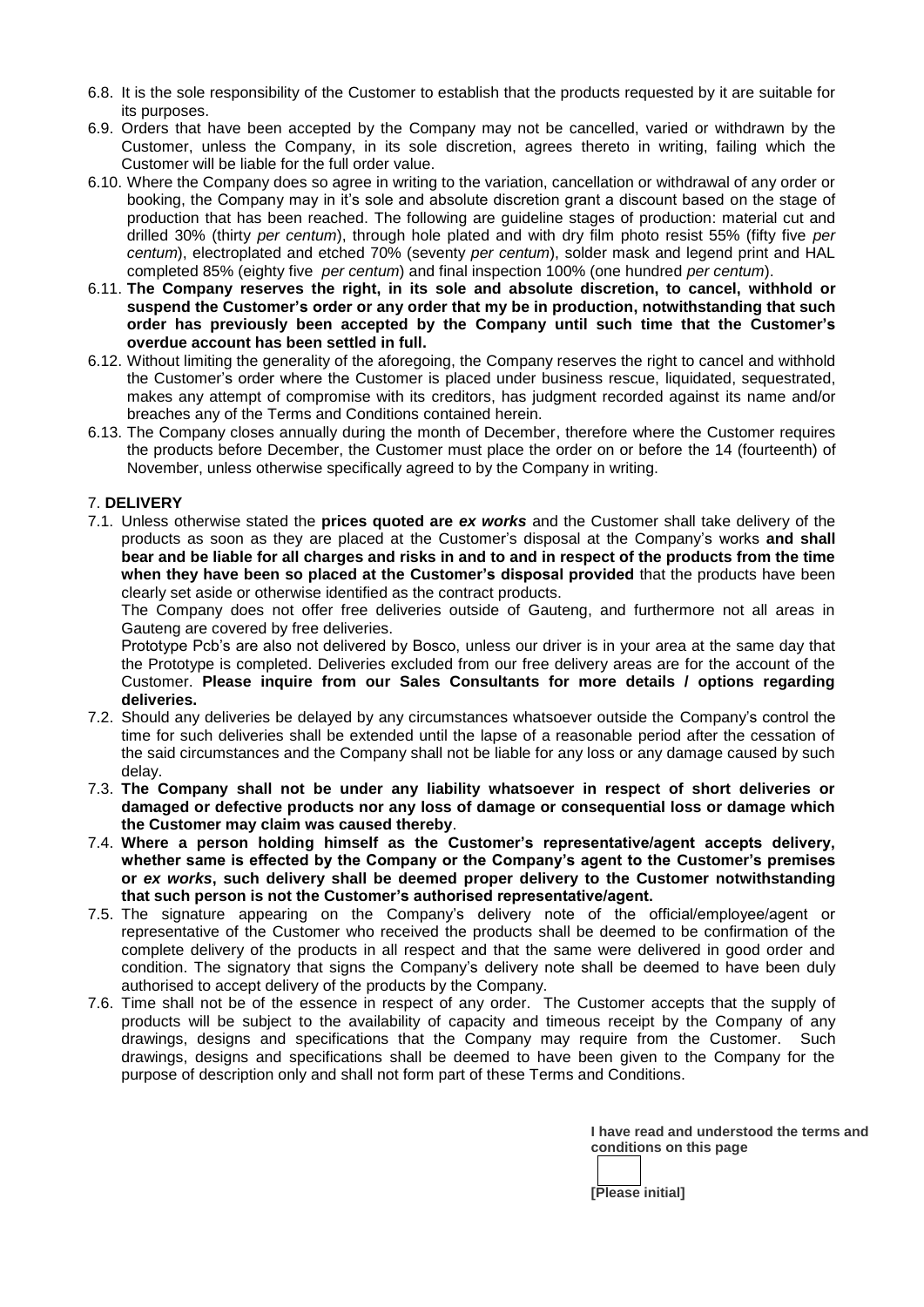6.8. It is the sole responsibility of the Customer to establish that the products requested by it are suitable for its purposes.

6.9. Orders that have been accepted by the Company may not be cancelled, varied or withdrawn by the Customer, unless the Company, in its sole discretion, agrees thereto in writing, failing which the Customer will be liable for the full order value.

6.10. Where the Company does so agree in writing to the variation, cancellation or withdrawal of any order or booking, the Company may in it's sole and absolute discretion grant a discount based on the stage of production that has been reached. The following are guideline stages of production: material cut and drilled 30% (thirty *per centum*), through hole plated and with dry film photo resist 55% (fifty five *per centum*), electroplated and etched 70% (seventy *per centum*), solder mask and legend print and HAL completed 85% (eighty five *per centum*) and final inspection 100% (one hundred *per centum*).

6.11. **The Company reserves the right, in its sole and absolute discretion, to cancel, withhold or suspend the Customer's order or any order that my be in production, notwithstanding that such order has previously been accepted by the Company until such time that the Customer's overdue account has been settled in full.**

6.12. Without limiting the generality of the aforegoing, the Company reserves the right to cancel and withhold the Customer's order where the Customer is placed under business rescue, liquidated, sequestrated, makes any attempt of compromise with its creditors, has judgment recorded against its name and/or breaches any of the Terms and Conditions contained herein.

6.13. The Company closes annually during the month of December, therefore where the Customer requires the products before December, the Customer must place the order on or before the 14 (fourteenth) of November, unless otherwise specifically agreed to by the Company in writing.

## 7. DELIVERY

7.1. Unless otherwise stated the **prices quoted are *ex works*** and the Customer shall take delivery of the products as soon as they are placed at the Customer's disposal at the Company's works **and shall bear and be liable for all charges and risks in and to and in respect of the products from the time when they have been so placed at the Customer's disposal provided** that the products have been clearly set aside or otherwise identified as the contract products.

The Company does not offer free deliveries outside of Gauteng, and furthermore not all areas in Gauteng are covered by free deliveries.

Prototype Pcb's are also not delivered by Bosco, unless our driver is in your area at the same day that the Prototype is completed. Deliveries excluded from our free delivery areas are for the account of the Customer. **Please inquire from our Sales Consultants for more details / options regarding deliveries.**

7.2. Should any deliveries be delayed by any circumstances whatsoever outside the Company's control the time for such deliveries shall be extended until the lapse of a reasonable period after the cessation of the said circumstances and the Company shall not be liable for any loss or any damage caused by such delay.

7.3. **The Company shall not be under any liability whatsoever in respect of short deliveries or damaged or defective products nor any loss of damage or consequential loss or damage which the Customer may claim was caused thereby**.

7.4. **Where a person holding himself as the Customer's representative/agent accepts delivery, whether same is effected by the Company or the Company's agent to the Customer's premises or *ex works*, such delivery shall be deemed proper delivery to the Customer notwithstanding that such person is not the Customer's authorised representative/agent.**

7.5. The signature appearing on the Company's delivery note of the official/employee/agent or representative of the Customer who received the products shall be deemed to be confirmation of the complete delivery of the products in all respect and that the same were delivered in good order and condition. The signatory that signs the Company's delivery note shall be deemed to have been duly authorised to accept delivery of the products by the Company.

7.6. Time shall not be of the essence in respect of any order. The Customer accepts that the supply of products will be subject to the availability of capacity and timeous receipt by the Company of any drawings, designs and specifications that the Company may require from the Customer. Such drawings, designs and specifications shall be deemed to have been given to the Company for the purpose of description only and shall not form part of these Terms and Conditions.

**I have read and understood the terms and conditions on this page**

**[Please initial]**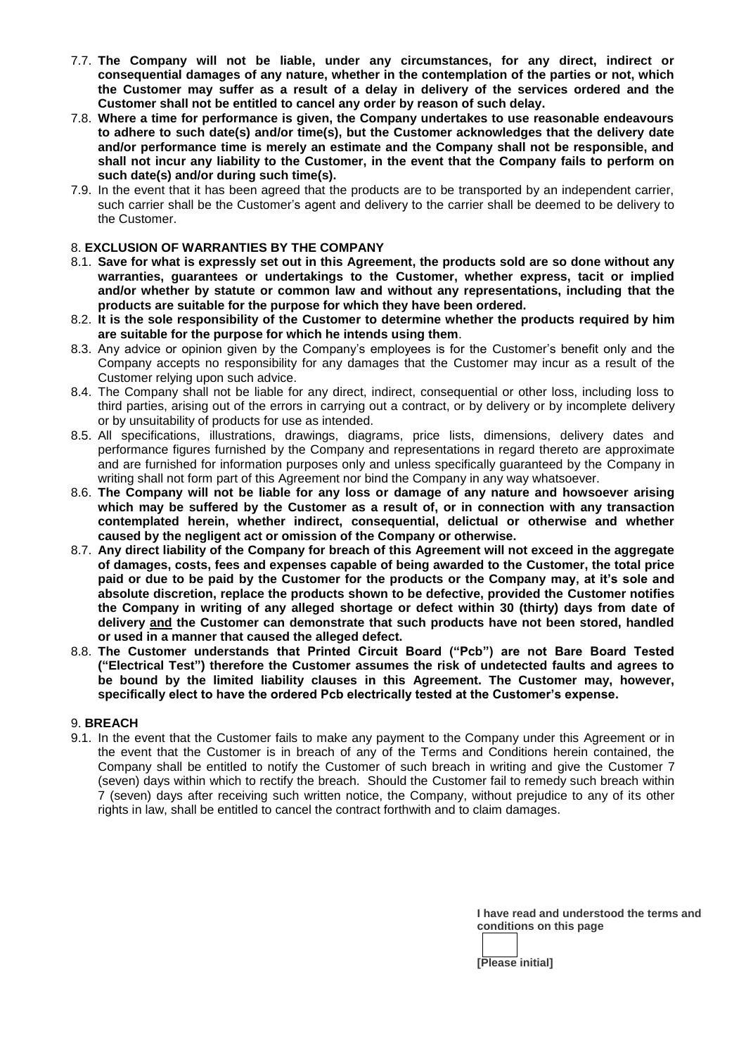7.7. **The Company will not be liable, under any circumstances, for any direct, indirect or consequential damages of any nature, whether in the contemplation of the parties or not, which the Customer may suffer as a result of a delay in delivery of the services ordered and the Customer shall not be entitled to cancel any order by reason of such delay.**

7.8. **Where a time for performance is given, the Company undertakes to use reasonable endeavours to adhere to such date(s) and/or time(s), but the Customer acknowledges that the delivery date and/or performance time is merely an estimate and the Company shall not be responsible, and shall not incur any liability to the Customer, in the event that the Company fails to perform on such date(s) and/or during such time(s).**

7.9. In the event that it has been agreed that the products are to be transported by an independent carrier, such carrier shall be the Customer's agent and delivery to the carrier shall be deemed to be delivery to the Customer.

## 8. **EXCLUSION OF WARRANTIES BY THE COMPANY**

8.1. **Save for what is expressly set out in this Agreement, the products sold are so done without any warranties, guarantees or undertakings to the Customer, whether express, tacit or implied and/or whether by statute or common law and without any representations, including that the products are suitable for the purpose for which they have been ordered.**

8.2. **It is the sole responsibility of the Customer to determine whether the products required by him are suitable for the purpose for which he intends using them**.

8.3. Any advice or opinion given by the Company's employees is for the Customer's benefit only and the Company accepts no responsibility for any damages that the Customer may incur as a result of the Customer relying upon such advice.

8.4. The Company shall not be liable for any direct, indirect, consequential or other loss, including loss to third parties, arising out of the errors in carrying out a contract, or by delivery or by incomplete delivery or by unsuitability of products for use as intended.

8.5. All specifications, illustrations, drawings, diagrams, price lists, dimensions, delivery dates and performance figures furnished by the Company and representations in regard thereto are approximate and are furnished for information purposes only and unless specifically guaranteed by the Company in writing shall not form part of this Agreement nor bind the Company in any way whatsoever.

8.6. **The Company will not be liable for any loss or damage of any nature and howsoever arising which may be suffered by the Customer as a result of, or in connection with any transaction contemplated herein, whether indirect, consequential, delictual or otherwise and whether caused by the negligent act or omission of the Company or otherwise.**

8.7. **Any direct liability of the Company for breach of this Agreement will not exceed in the aggregate of damages, costs, fees and expenses capable of being awarded to the Customer, the total price paid or due to be paid by the Customer for the products or the Company may, at it's sole and absolute discretion, replace the products shown to be defective, provided the Customer notifies the Company in writing of any alleged shortage or defect within 30 (thirty) days from date of delivery <u>and</u> the Customer can demonstrate that such products have not been stored, handled or used in a manner that caused the alleged defect.**

8.8. **The Customer understands that Printed Circuit Board ("Pcb") are not Bare Board Tested ("Electrical Test") therefore the Customer assumes the risk of undetected faults and agrees to be bound by the limited liability clauses in this Agreement. The Customer may, however, specifically elect to have the ordered Pcb electrically tested at the Customer's expense.**

## 9. **BREACH**

9.1. In the event that the Customer fails to make any payment to the Company under this Agreement or in the event that the Customer is in breach of any of the Terms and Conditions herein contained, the Company shall be entitled to notify the Customer of such breach in writing and give the Customer 7 (seven) days within which to rectify the breach. Should the Customer fail to remedy such breach within 7 (seven) days after receiving such written notice, the Company, without prejudice to any of its other rights in law, shall be entitled to cancel the contract forthwith and to claim damages.

**I have read and understood the terms and conditions on this page**

**[Please initial]**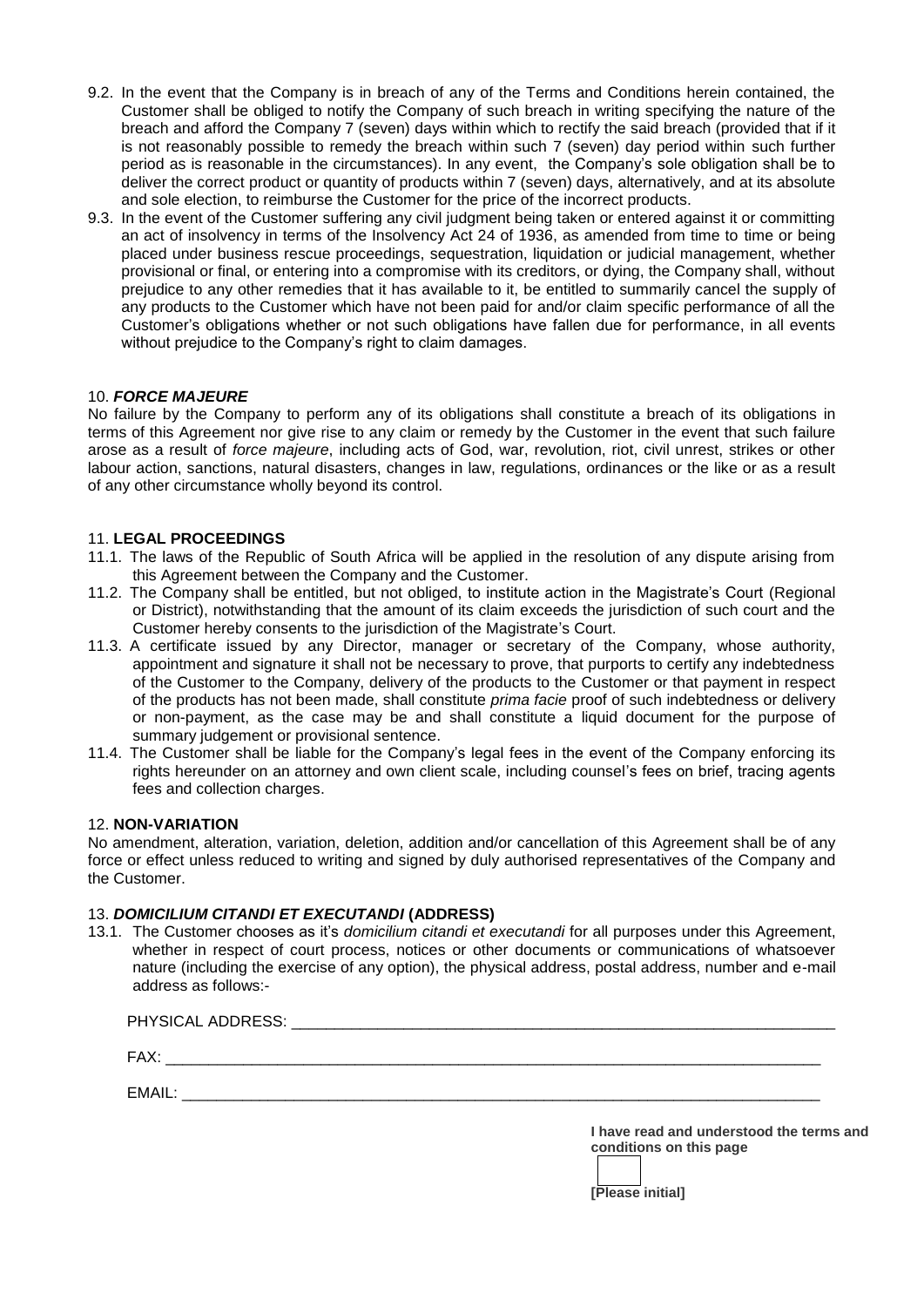9.2. In the event that the Company is in breach of any of the Terms and Conditions herein contained, the Customer shall be obliged to notify the Company of such breach in writing specifying the nature of the breach and afford the Company 7 (seven) days within which to rectify the said breach (provided that if it is not reasonably possible to remedy the breach within such 7 (seven) day period within such further period as is reasonable in the circumstances). In any event, the Company's sole obligation shall be to deliver the correct product or quantity of products within 7 (seven) days, alternatively, and at its absolute and sole election, to reimburse the Customer for the price of the incorrect products.

9.3. In the event of the Customer suffering any civil judgment being taken or entered against it or committing an act of insolvency in terms of the Insolvency Act 24 of 1936, as amended from time to time or being placed under business rescue proceedings, sequestration, liquidation or judicial management, whether provisional or final, or entering into a compromise with its creditors, or dying, the Company shall, without prejudice to any other remedies that it has available to it, be entitled to summarily cancel the supply of any products to the Customer which have not been paid for and/or claim specific performance of all the Customer's obligations whether or not such obligations have fallen due for performance, in all events without prejudice to the Company's right to claim damages.

## 10. ***FORCE MAJEURE***

No failure by the Company to perform any of its obligations shall constitute a breach of its obligations in terms of this Agreement nor give rise to any claim or remedy by the Customer in the event that such failure arose as a result of *force majeure*, including acts of God, war, revolution, riot, civil unrest, strikes or other labour action, sanctions, natural disasters, changes in law, regulations, ordinances or the like or as a result of any other circumstance wholly beyond its control.

## 11. **LEGAL PROCEEDINGS**

11.1. The laws of the Republic of South Africa will be applied in the resolution of any dispute arising from this Agreement between the Company and the Customer.

11.2. The Company shall be entitled, but not obliged, to institute action in the Magistrate's Court (Regional or District), notwithstanding that the amount of its claim exceeds the jurisdiction of such court and the Customer hereby consents to the jurisdiction of the Magistrate's Court.

11.3. A certificate issued by any Director, manager or secretary of the Company, whose authority, appointment and signature it shall not be necessary to prove, that purports to certify any indebtedness of the Customer to the Company, delivery of the products to the Customer or that payment in respect of the products has not been made, shall constitute *prima facie* proof of such indebtedness or delivery or non-payment, as the case may be and shall constitute a liquid document for the purpose of summary judgement or provisional sentence.

11.4. The Customer shall be liable for the Company's legal fees in the event of the Company enforcing its rights hereunder on an attorney and own client scale, including counsel's fees on brief, tracing agents fees and collection charges.

## 12. **NON-VARIATION**

No amendment, alteration, variation, deletion, addition and/or cancellation of this Agreement shall be of any force or effect unless reduced to writing and signed by duly authorised representatives of the Company and the Customer.

## 13. ***DOMICILIUM CITANDI ET EXECUTANDI*** **(ADDRESS)**

13.1. The Customer chooses as it's *domicilium citandi et executandi* for all purposes under this Agreement, whether in respect of court process, notices or other documents or communications of whatsoever nature (including the exercise of any option), the physical address, postal address, number and e-mail address as follows:-

PHYSICAL ADDRESS: ______________________________________________________________

FAX: ______________________________________________________________________

EMAIL: ____________________________________________________________________

**I have read and understood the terms and conditions on this page**

**[Please initial]**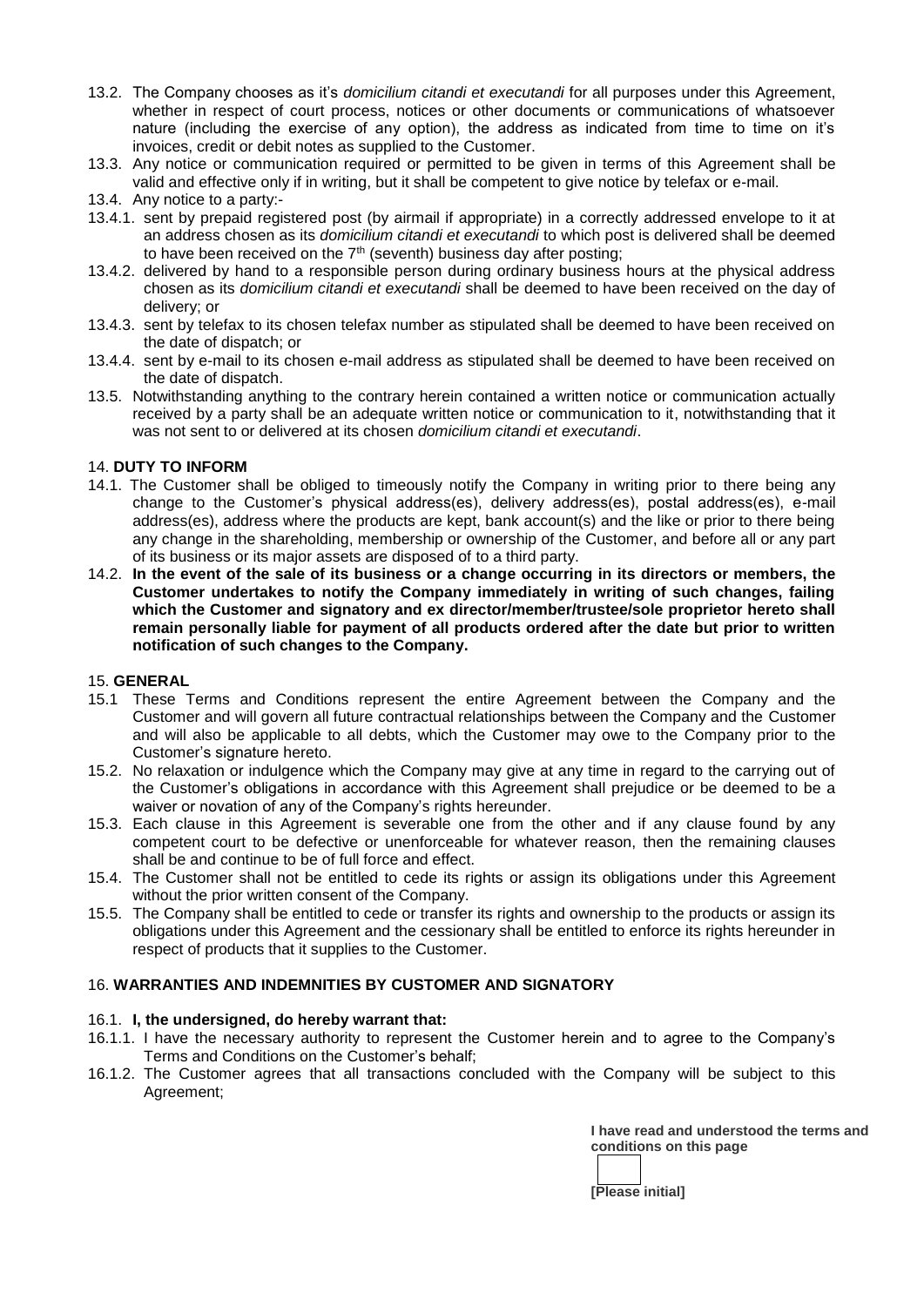13.2. The Company chooses as it's *domicilium citandi et executandi* for all purposes under this Agreement, whether in respect of court process, notices or other documents or communications of whatsoever nature (including the exercise of any option), the address as indicated from time to time on it's invoices, credit or debit notes as supplied to the Customer.

13.3. Any notice or communication required or permitted to be given in terms of this Agreement shall be valid and effective only if in writing, but it shall be competent to give notice by telefax or e-mail.

13.4. Any notice to a party:-

13.4.1. sent by prepaid registered post (by airmail if appropriate) in a correctly addressed envelope to it at an address chosen as its *domicilium citandi et executandi* to which post is delivered shall be deemed to have been received on the 7th (seventh) business day after posting;

13.4.2. delivered by hand to a responsible person during ordinary business hours at the physical address chosen as its *domicilium citandi et executandi* shall be deemed to have been received on the day of delivery; or

13.4.3. sent by telefax to its chosen telefax number as stipulated shall be deemed to have been received on the date of dispatch; or

13.4.4. sent by e-mail to its chosen e-mail address as stipulated shall be deemed to have been received on the date of dispatch.

13.5. Notwithstanding anything to the contrary herein contained a written notice or communication actually received by a party shall be an adequate written notice or communication to it, notwithstanding that it was not sent to or delivered at its chosen *domicilium citandi et executandi*.

14. **DUTY TO INFORM**

14.1. The Customer shall be obliged to timeously notify the Company in writing prior to there being any change to the Customer's physical address(es), delivery address(es), postal address(es), e-mail address(es), address where the products are kept, bank account(s) and the like or prior to there being any change in the shareholding, membership or ownership of the Customer, and before all or any part of its business or its major assets are disposed of to a third party.

14.2. **In the event of the sale of its business or a change occurring in its directors or members, the Customer undertakes to notify the Company immediately in writing of such changes, failing which the Customer and signatory and ex director/member/trustee/sole proprietor hereto shall remain personally liable for payment of all products ordered after the date but prior to written notification of such changes to the Company.**

15. **GENERAL**

15.1 These Terms and Conditions represent the entire Agreement between the Company and the Customer and will govern all future contractual relationships between the Company and the Customer and will also be applicable to all debts, which the Customer may owe to the Company prior to the Customer's signature hereto.

15.2. No relaxation or indulgence which the Company may give at any time in regard to the carrying out of the Customer's obligations in accordance with this Agreement shall prejudice or be deemed to be a waiver or novation of any of the Company's rights hereunder.

15.3. Each clause in this Agreement is severable one from the other and if any clause found by any competent court to be defective or unenforceable for whatever reason, then the remaining clauses shall be and continue to be of full force and effect.

15.4. The Customer shall not be entitled to cede its rights or assign its obligations under this Agreement without the prior written consent of the Company.

15.5. The Company shall be entitled to cede or transfer its rights and ownership to the products or assign its obligations under this Agreement and the cessionary shall be entitled to enforce its rights hereunder in respect of products that it supplies to the Customer.

16. **WARRANTIES AND INDEMNITIES BY CUSTOMER AND SIGNATORY**

16.1. **I, the undersigned, do hereby warrant that:**

16.1.1. I have the necessary authority to represent the Customer herein and to agree to the Company's Terms and Conditions on the Customer's behalf;

16.1.2. The Customer agrees that all transactions concluded with the Company will be subject to this Agreement;

**I have read and understood the terms and conditions on this page**

**[Please initial]**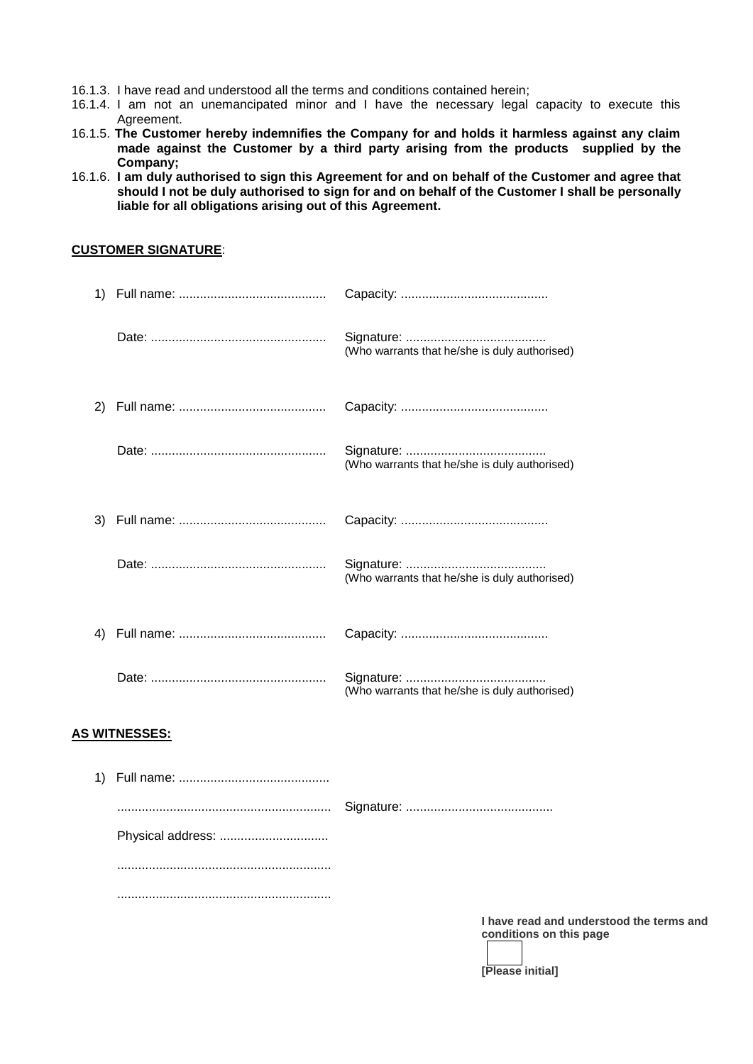16.1.3. I have read and understood all the terms and conditions contained herein;

16.1.4. I am not an unemancipated minor and I have the necessary legal capacity to execute this Agreement.

16.1.5. **The Customer hereby indemnifies the Company for and holds it harmless against any claim made against the Customer by a third party arising from the products supplied by the Company;**

16.1.6. **I am duly authorised to sign this Agreement for and on behalf of the Customer and agree that should I not be duly authorised to sign for and on behalf of the Customer I shall be personally liable for all obligations arising out of this Agreement.**

**CUSTOMER SIGNATURE**:

1) Full name: .......................................... Capacity: ..........................................

Date: .................................................. Signature: ........................................
(Who warrants that he/she is duly authorised)

2) Full name: .......................................... Capacity: ..........................................

Date: .................................................. Signature: ........................................
(Who warrants that he/she is duly authorised)

3) Full name: .......................................... Capacity: ..........................................

Date: .................................................. Signature: ........................................
(Who warrants that he/she is duly authorised)

4) Full name: .......................................... Capacity: ..........................................

Date: .................................................. Signature: ........................................
(Who warrants that he/she is duly authorised)

**AS WITNESSES:**

1) Full name: ...........................................

............................................................ Signature: ..........................................

Physical address: ...............................

............................................................

............................................................

**I have read and understood the terms and conditions on this page**

**[Please initial]**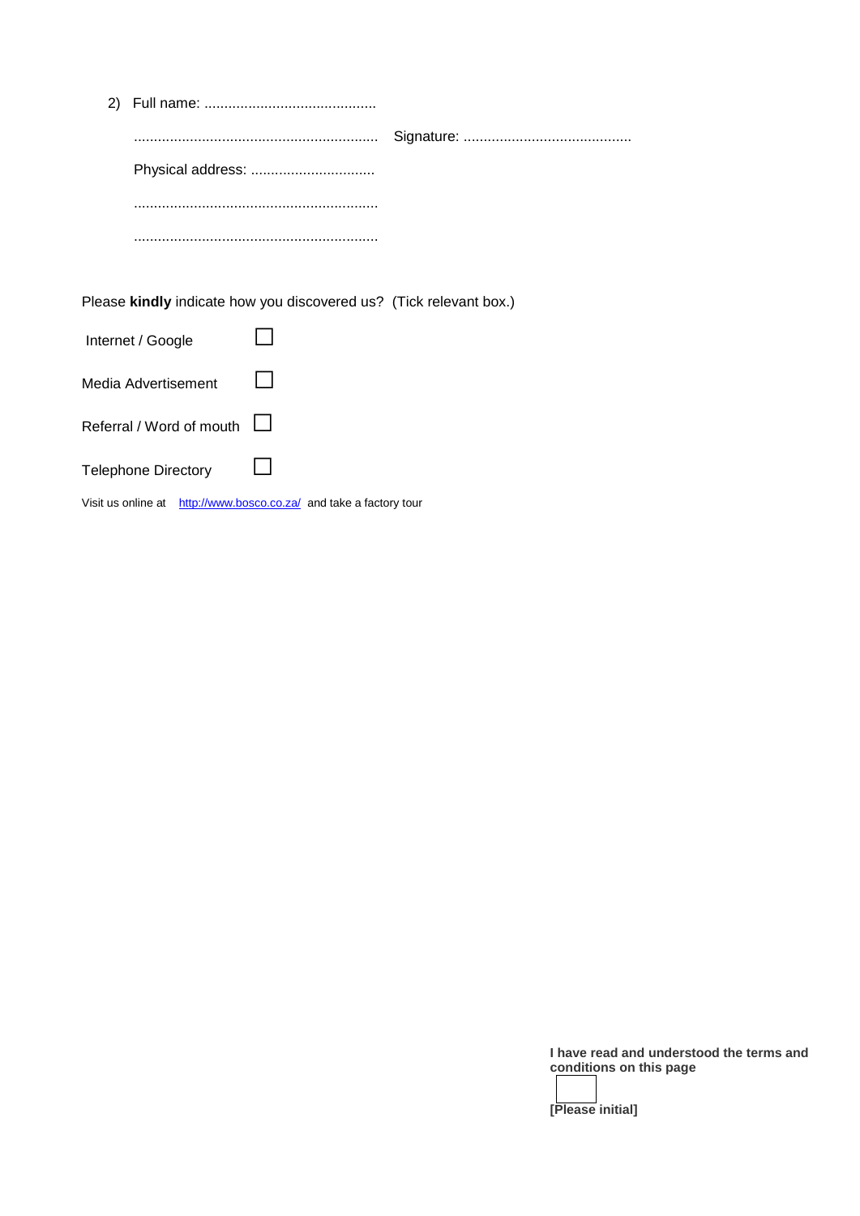2) Full name: ...........................................

............................................................. Signature: ..........................................

Physical address: ...............................

.............................................................

.............................................................

Please **kindly** indicate how you discovered us? (Tick relevant box.)

Internet / Google ☐

Media Advertisement ☐

Referral / Word of mouth ☐

Telephone Directory ☐

Visit us online at [http://www.bosco.co.za/](http://www.bosco.co.za/) and take a factory tour

**I have read and understood the terms and conditions on this page**

☐

**[Please initial]**